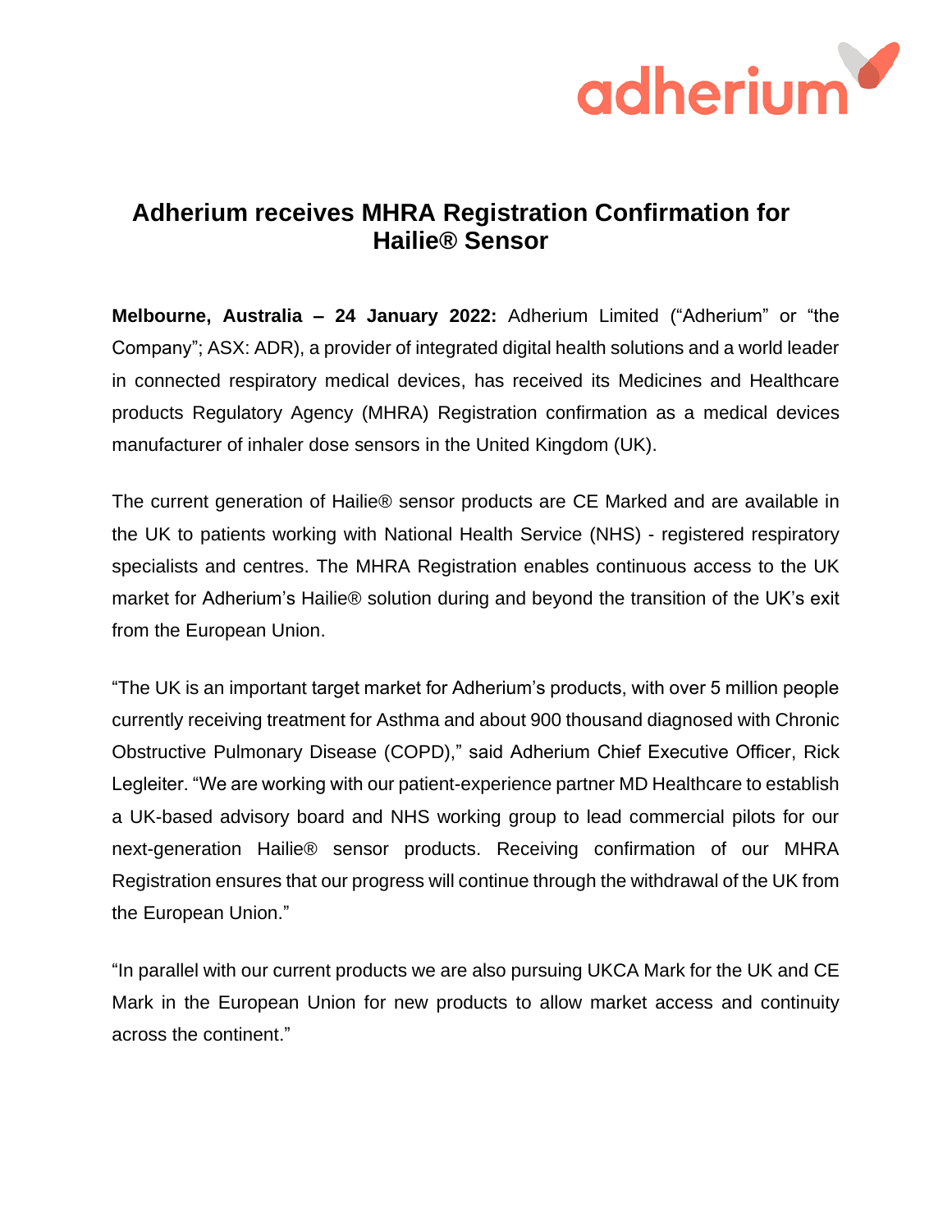# Adherium receives MHRA Registration Confirmation for Hailie® Sensor

**Melbourne, Australia – 24 January 2022:** Adherium Limited ("Adherium" or "the Company"; ASX: ADR), a provider of integrated digital health solutions and a world leader in connected respiratory medical devices, has received its Medicines and Healthcare products Regulatory Agency (MHRA) Registration confirmation as a medical devices manufacturer of inhaler dose sensors in the United Kingdom (UK).

The current generation of Hailie® sensor products are CE Marked and are available in the UK to patients working with National Health Service (NHS) - registered respiratory specialists and centres. The MHRA Registration enables continuous access to the UK market for Adherium's Hailie® solution during and beyond the transition of the UK's exit from the European Union.

"The UK is an important target market for Adherium's products, with over 5 million people currently receiving treatment for Asthma and about 900 thousand diagnosed with Chronic Obstructive Pulmonary Disease (COPD)," said Adherium Chief Executive Officer, Rick Legleiter. "We are working with our patient-experience partner MD Healthcare to establish a UK-based advisory board and NHS working group to lead commercial pilots for our next-generation Hailie® sensor products. Receiving confirmation of our MHRA Registration ensures that our progress will continue through the withdrawal of the UK from the European Union."

"In parallel with our current products we are also pursuing UKCA Mark for the UK and CE Mark in the European Union for new products to allow market access and continuity across the continent."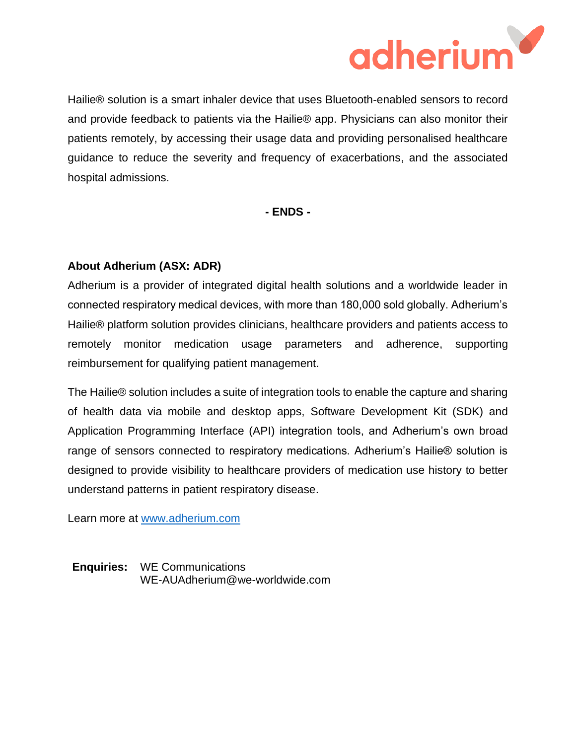Hailie® solution is a smart inhaler device that uses Bluetooth-enabled sensors to record and provide feedback to patients via the Hailie® app. Physicians can also monitor their patients remotely, by accessing their usage data and providing personalised healthcare guidance to reduce the severity and frequency of exacerbations, and the associated hospital admissions.

**- ENDS -**

**About Adherium (ASX: ADR)**

Adherium is a provider of integrated digital health solutions and a worldwide leader in connected respiratory medical devices, with more than 180,000 sold globally. Adherium's Hailie® platform solution provides clinicians, healthcare providers and patients access to remotely monitor medication usage parameters and adherence, supporting reimbursement for qualifying patient management.

The Hailie® solution includes a suite of integration tools to enable the capture and sharing of health data via mobile and desktop apps, Software Development Kit (SDK) and Application Programming Interface (API) integration tools, and Adherium's own broad range of sensors connected to respiratory medications. Adherium's Hailie® solution is designed to provide visibility to healthcare providers of medication use history to better understand patterns in patient respiratory disease.

Learn more at [www.adherium.com](http://www.adherium.com)

**Enquiries:** WE Communications
WE-AUAdherium@we-worldwide.com